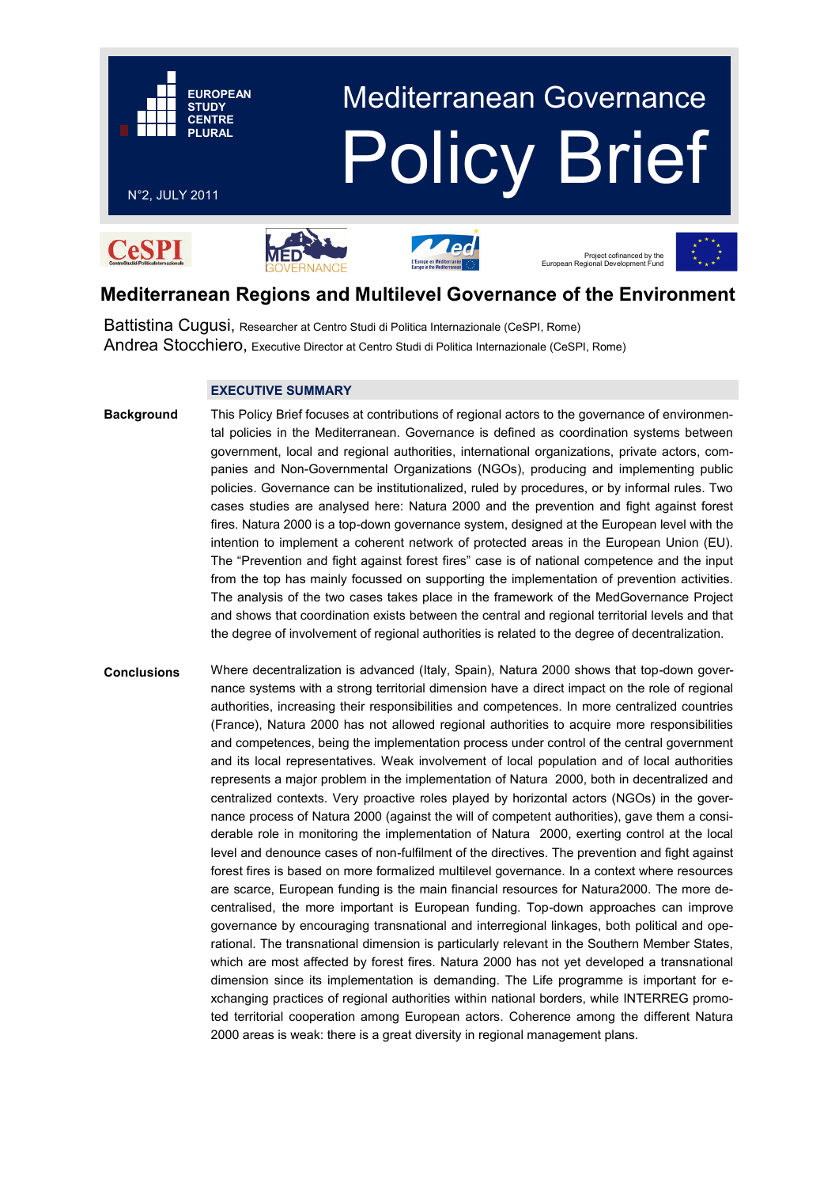EUROPEAN STUDY CENTRE PLURAL

N°2, JULY 2011

# Mediterranean Governance Policy Brief

Project cofinanced by the European Regional Development Fund

## Mediterranean Regions and Multilevel Governance of the Environment

Battistina Cugusi, Researcher at Centro Studi di Politica Internazionale (CeSPI, Rome)
Andrea Stocchiero, Executive Director at Centro Studi di Politica Internazionale (CeSPI, Rome)

### EXECUTIVE SUMMARY

**Background**

This Policy Brief focuses at contributions of regional actors to the governance of environmental policies in the Mediterranean. Governance is defined as coordination systems between government, local and regional authorities, international organizations, private actors, companies and Non-Governmental Organizations (NGOs), producing and implementing public policies. Governance can be institutionalized, ruled by procedures, or by informal rules. Two cases studies are analysed here: Natura 2000 and the prevention and fight against forest fires. Natura 2000 is a top-down governance system, designed at the European level with the intention to implement a coherent network of protected areas in the European Union (EU). The "Prevention and fight against forest fires" case is of national competence and the input from the top has mainly focussed on supporting the implementation of prevention activities. The analysis of the two cases takes place in the framework of the MedGovernance Project and shows that coordination exists between the central and regional territorial levels and that the degree of involvement of regional authorities is related to the degree of decentralization.

**Conclusions**

Where decentralization is advanced (Italy, Spain), Natura 2000 shows that top-down governance systems with a strong territorial dimension have a direct impact on the role of regional authorities, increasing their responsibilities and competences. In more centralized countries (France), Natura 2000 has not allowed regional authorities to acquire more responsibilities and competences, being the implementation process under control of the central government and its local representatives. Weak involvement of local population and of local authorities represents a major problem in the implementation of Natura 2000, both in decentralized and centralized contexts. Very proactive roles played by horizontal actors (NGOs) in the governance process of Natura 2000 (against the will of competent authorities), gave them a considerable role in monitoring the implementation of Natura 2000, exerting control at the local level and denounce cases of non-fulfilment of the directives. The prevention and fight against forest fires is based on more formalized multilevel governance. In a context where resources are scarce, European funding is the main financial resources for Natura2000. The more decentralised, the more important is European funding. Top-down approaches can improve governance by encouraging transnational and interregional linkages, both political and operational. The transnational dimension is particularly relevant in the Southern Member States, which are most affected by forest fires. Natura 2000 has not yet developed a transnational dimension since its implementation is demanding. The Life programme is important for exchanging practices of regional authorities within national borders, while INTERREG promoted territorial cooperation among European actors. Coherence among the different Natura 2000 areas is weak: there is a great diversity in regional management plans.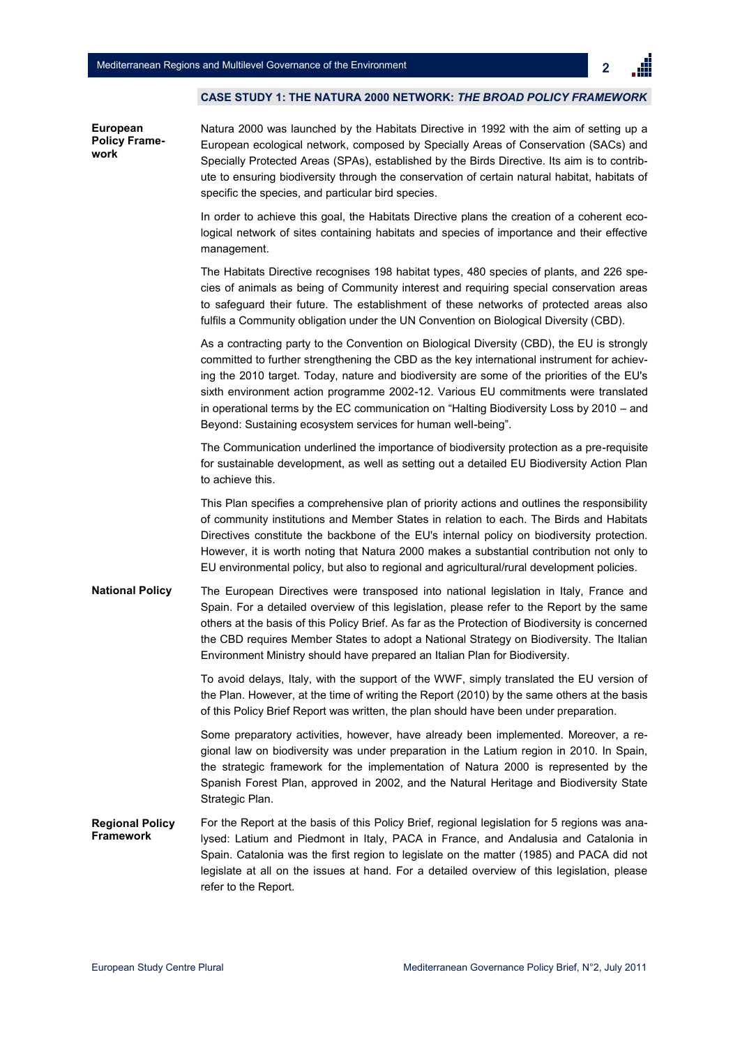## CASE STUDY 1: THE NATURA 2000 NETWORK: *THE BROAD POLICY FRAMEWORK*

**European Policy Framework**

Natura 2000 was launched by the Habitats Directive in 1992 with the aim of setting up a European ecological network, composed by Specially Areas of Conservation (SACs) and Specially Protected Areas (SPAs), established by the Birds Directive. Its aim is to contribute to ensuring biodiversity through the conservation of certain natural habitat, habitats of specific the species, and particular bird species.

In order to achieve this goal, the Habitats Directive plans the creation of a coherent ecological network of sites containing habitats and species of importance and their effective management.

The Habitats Directive recognises 198 habitat types, 480 species of plants, and 226 species of animals as being of Community interest and requiring special conservation areas to safeguard their future. The establishment of these networks of protected areas also fulfils a Community obligation under the UN Convention on Biological Diversity (CBD).

As a contracting party to the Convention on Biological Diversity (CBD), the EU is strongly committed to further strengthening the CBD as the key international instrument for achieving the 2010 target. Today, nature and biodiversity are some of the priorities of the EU's sixth environment action programme 2002-12. Various EU commitments were translated in operational terms by the EC communication on "Halting Biodiversity Loss by 2010 – and Beyond: Sustaining ecosystem services for human well-being".

The Communication underlined the importance of biodiversity protection as a pre-requisite for sustainable development, as well as setting out a detailed EU Biodiversity Action Plan to achieve this.

This Plan specifies a comprehensive plan of priority actions and outlines the responsibility of community institutions and Member States in relation to each. The Birds and Habitats Directives constitute the backbone of the EU's internal policy on biodiversity protection. However, it is worth noting that Natura 2000 makes a substantial contribution not only to EU environmental policy, but also to regional and agricultural/rural development policies.

**National Policy**

The European Directives were transposed into national legislation in Italy, France and Spain. For a detailed overview of this legislation, please refer to the Report by the same others at the basis of this Policy Brief. As far as the Protection of Biodiversity is concerned the CBD requires Member States to adopt a National Strategy on Biodiversity. The Italian Environment Ministry should have prepared an Italian Plan for Biodiversity.

To avoid delays, Italy, with the support of the WWF, simply translated the EU version of the Plan. However, at the time of writing the Report (2010) by the same others at the basis of this Policy Brief Report was written, the plan should have been under preparation.

Some preparatory activities, however, have already been implemented. Moreover, a regional law on biodiversity was under preparation in the Latium region in 2010. In Spain, the strategic framework for the implementation of Natura 2000 is represented by the Spanish Forest Plan, approved in 2002, and the Natural Heritage and Biodiversity State Strategic Plan.

**Regional Policy Framework**

For the Report at the basis of this Policy Brief, regional legislation for 5 regions was analysed: Latium and Piedmont in Italy, PACA in France, and Andalusia and Catalonia in Spain. Catalonia was the first region to legislate on the matter (1985) and PACA did not legislate at all on the issues at hand. For a detailed overview of this legislation, please refer to the Report.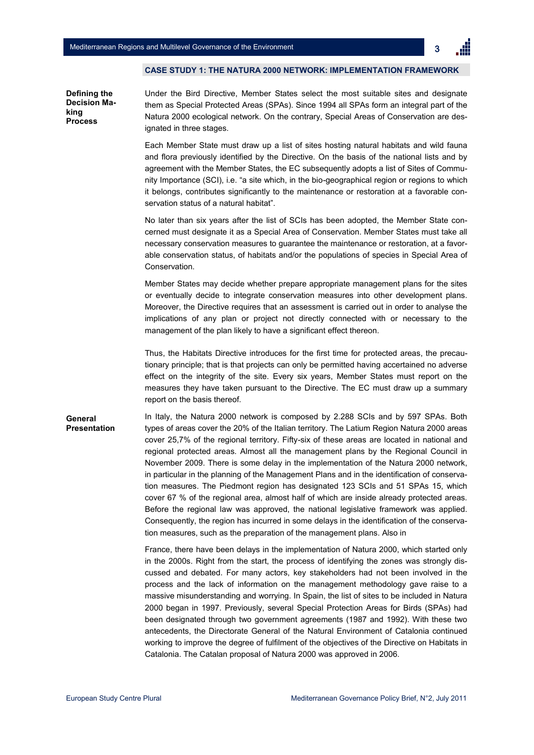## CASE STUDY 1: THE NATURA 2000 NETWORK: IMPLEMENTATION FRAMEWORK

**Defining the Decision Making Process**

Under the Bird Directive, Member States select the most suitable sites and designate them as Special Protected Areas (SPAs). Since 1994 all SPAs form an integral part of the Natura 2000 ecological network. On the contrary, Special Areas of Conservation are designated in three stages.

Each Member State must draw up a list of sites hosting natural habitats and wild fauna and flora previously identified by the Directive. On the basis of the national lists and by agreement with the Member States, the EC subsequently adopts a list of Sites of Community Importance (SCI), i.e. "a site which, in the bio-geographical region or regions to which it belongs, contributes significantly to the maintenance or restoration at a favorable conservation status of a natural habitat".

No later than six years after the list of SCIs has been adopted, the Member State concerned must designate it as a Special Area of Conservation. Member States must take all necessary conservation measures to guarantee the maintenance or restoration, at a favorable conservation status, of habitats and/or the populations of species in Special Area of Conservation.

Member States may decide whether prepare appropriate management plans for the sites or eventually decide to integrate conservation measures into other development plans. Moreover, the Directive requires that an assessment is carried out in order to analyse the implications of any plan or project not directly connected with or necessary to the management of the plan likely to have a significant effect thereon.

Thus, the Habitats Directive introduces for the first time for protected areas, the precautionary principle; that is that projects can only be permitted having accertained no adverse effect on the integrity of the site. Every six years, Member States must report on the measures they have taken pursuant to the Directive. The EC must draw up a summary report on the basis thereof.

**General Presentation**

In Italy, the Natura 2000 network is composed by 2.288 SCIs and by 597 SPAs. Both types of areas cover the 20% of the Italian territory. The Latium Region Natura 2000 areas cover 25,7% of the regional territory. Fifty-six of these areas are located in national and regional protected areas. Almost all the management plans by the Regional Council in November 2009. There is some delay in the implementation of the Natura 2000 network, in particular in the planning of the Management Plans and in the identification of conservation measures. The Piedmont region has designated 123 SCIs and 51 SPAs 15, which cover 67 % of the regional area, almost half of which are inside already protected areas. Before the regional law was approved, the national legislative framework was applied. Consequently, the region has incurred in some delays in the identification of the conservation measures, such as the preparation of the management plans. Also in

France, there have been delays in the implementation of Natura 2000, which started only in the 2000s. Right from the start, the process of identifying the zones was strongly discussed and debated. For many actors, key stakeholders had not been involved in the process and the lack of information on the management methodology gave raise to a massive misunderstanding and worrying. In Spain, the list of sites to be included in Natura 2000 began in 1997. Previously, several Special Protection Areas for Birds (SPAs) had been designated through two government agreements (1987 and 1992). With these two antecedents, the Directorate General of the Natural Environment of Catalonia continued working to improve the degree of fulfilment of the objectives of the Directive on Habitats in Catalonia. The Catalan proposal of Natura 2000 was approved in 2006.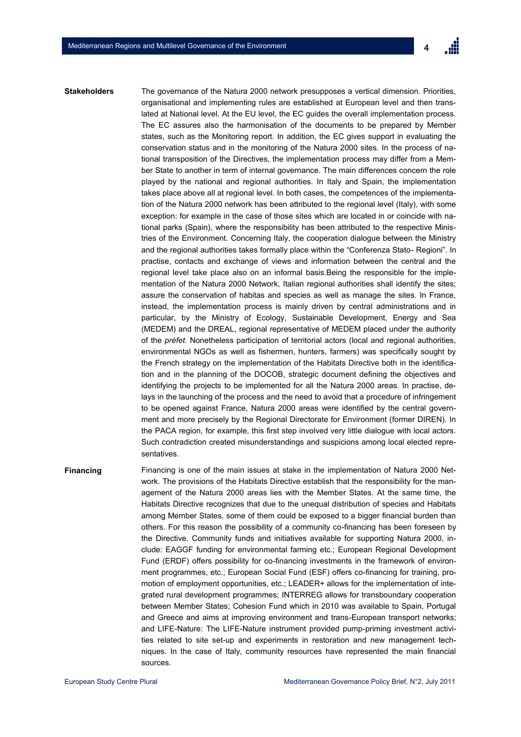**Stakeholders**

The governance of the Natura 2000 network presupposes a vertical dimension. Priorities, organisational and implementing rules are established at European level and then translated at National level. At the EU level, the EC guides the overall implementation process. The EC assures also the harmonisation of the documents to be prepared by Member states, such as the Monitoring report. In addition, the EC gives support in evaluating the conservation status and in the monitoring of the Natura 2000 sites. In the process of national transposition of the Directives, the implementation process may differ from a Member State to another in term of internal governance. The main differences concern the role played by the national and regional authorities. In Italy and Spain, the implementation takes place above all at regional level. In both cases, the competences of the implementation of the Natura 2000 network has been attributed to the regional level (Italy), with some exception: for example in the case of those sites which are located in or coincide with national parks (Spain), where the responsibility has been attributed to the respective Ministries of the Environment. Concerning Italy, the cooperation dialogue between the Ministry and the regional authorities takes formally place within the "Conferenza Stato- Regioni". In practise, contacts and exchange of views and information between the central and the regional level take place also on an informal basis.Being the responsible for the implementation of the Natura 2000 Network, Italian regional authorities shall identify the sites; assure the conservation of habitas and species as well as manage the sites. In France, instead, the implementation process is mainly driven by central administrations and in particular, by the Ministry of Ecology, Sustainable Development, Energy and Sea (MEDEM) and the DREAL, regional representative of MEDEM placed under the authority of the *préfet*. Nonetheless participation of territorial actors (local and regional authorities, environmental NGOs as well as fishermen, hunters, farmers) was specifically sought by the French strategy on the implementation of the Habitats Directive both in the identification and in the planning of the DOCOB, strategic document defining the objectives and identifying the projects to be implemented for all the Natura 2000 areas. In practise, delays in the launching of the process and the need to avoid that a procedure of infringement to be opened against France, Natura 2000 areas were identified by the central government and more precisely by the Regional Directorate for Environment (former DIREN). In the PACA region, for example, this first step involved very little dialogue with local actors. Such contradiction created misunderstandings and suspicions among local elected representatives.

**Financing**

Financing is one of the main issues at stake in the implementation of Natura 2000 Network. The provisions of the Habitats Directive establish that the responsibility for the management of the Natura 2000 areas lies with the Member States. At the same time, the Habitats Directive recognizes that due to the unequal distribution of species and Habitats among Member States, some of them could be exposed to a bigger financial burden than others. For this reason the possibility of a community co-financing has been foreseen by the Directive. Community funds and initiatives available for supporting Natura 2000, include: EAGGF funding for environmental farming etc.; European Regional Development Fund (ERDF) offers possibility for co-financing investments in the framework of environment programmes, etc.; European Social Fund (ESF) offers co-financing for training, promotion of employment opportunities, etc.; LEADER+ allows for the implementation of integrated rural development programmes; INTERREG allows for transboundary cooperation between Member States; Cohesion Fund which in 2010 was available to Spain, Portugal and Greece and aims at improving environment and trans-European transport networks; and LIFE-Nature: The LIFE-Nature instrument provided pump-priming investment activities related to site set-up and experiments in restoration and new management techniques. In the case of Italy, community resources have represented the main financial sources.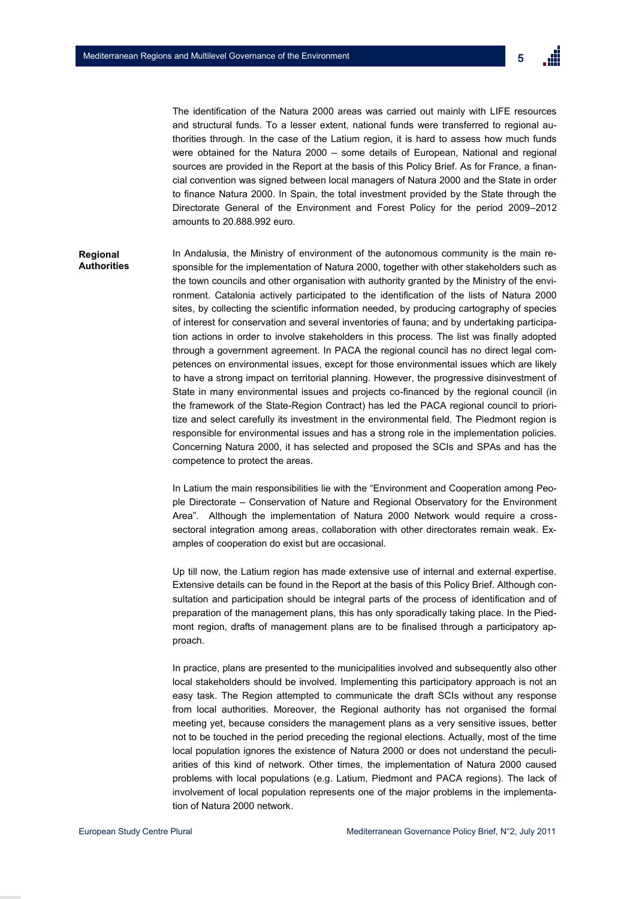The identification of the Natura 2000 areas was carried out mainly with LIFE resources and structural funds. To a lesser extent, national funds were transferred to regional authorities through. In the case of the Latium region, it is hard to assess how much funds were obtained for the Natura 2000 – some details of European, National and regional sources are provided in the Report at the basis of this Policy Brief. As for France, a financial convention was signed between local managers of Natura 2000 and the State in order to finance Natura 2000. In Spain, the total investment provided by the State through the Directorate General of the Environment and Forest Policy for the period 2009–2012 amounts to 20.888.992 euro.

**Regional Authorities**

In Andalusia, the Ministry of environment of the autonomous community is the main responsible for the implementation of Natura 2000, together with other stakeholders such as the town councils and other organisation with authority granted by the Ministry of the environment. Catalonia actively participated to the identification of the lists of Natura 2000 sites, by collecting the scientific information needed, by producing cartography of species of interest for conservation and several inventories of fauna; and by undertaking participation actions in order to involve stakeholders in this process. The list was finally adopted through a government agreement. In PACA the regional council has no direct legal competences on environmental issues, except for those environmental issues which are likely to have a strong impact on territorial planning. However, the progressive disinvestment of State in many environmental issues and projects co-financed by the regional council (in the framework of the State-Region Contract) has led the PACA regional council to prioritize and select carefully its investment in the environmental field. The Piedmont region is responsible for environmental issues and has a strong role in the implementation policies. Concerning Natura 2000, it has selected and proposed the SCIs and SPAs and has the competence to protect the areas.

In Latium the main responsibilities lie with the “Environment and Cooperation among People Directorate – Conservation of Nature and Regional Observatory for the Environment Area”. Although the implementation of Natura 2000 Network would require a cross-sectoral integration among areas, collaboration with other directorates remain weak. Examples of cooperation do exist but are occasional.

Up till now, the Latium region has made extensive use of internal and external expertise. Extensive details can be found in the Report at the basis of this Policy Brief. Although consultation and participation should be integral parts of the process of identification and of preparation of the management plans, this has only sporadically taking place. In the Piedmont region, drafts of management plans are to be finalised through a participatory approach.

In practice, plans are presented to the municipalities involved and subsequently also other local stakeholders should be involved. Implementing this participatory approach is not an easy task. The Region attempted to communicate the draft SCIs without any response from local authorities. Moreover, the Regional authority has not organised the formal meeting yet, because considers the management plans as a very sensitive issues, better not to be touched in the period preceding the regional elections. Actually, most of the time local population ignores the existence of Natura 2000 or does not understand the peculiarities of this kind of network. Other times, the implementation of Natura 2000 caused problems with local populations (e.g. Latium, Piedmont and PACA regions). The lack of involvement of local population represents one of the major problems in the implementation of Natura 2000 network.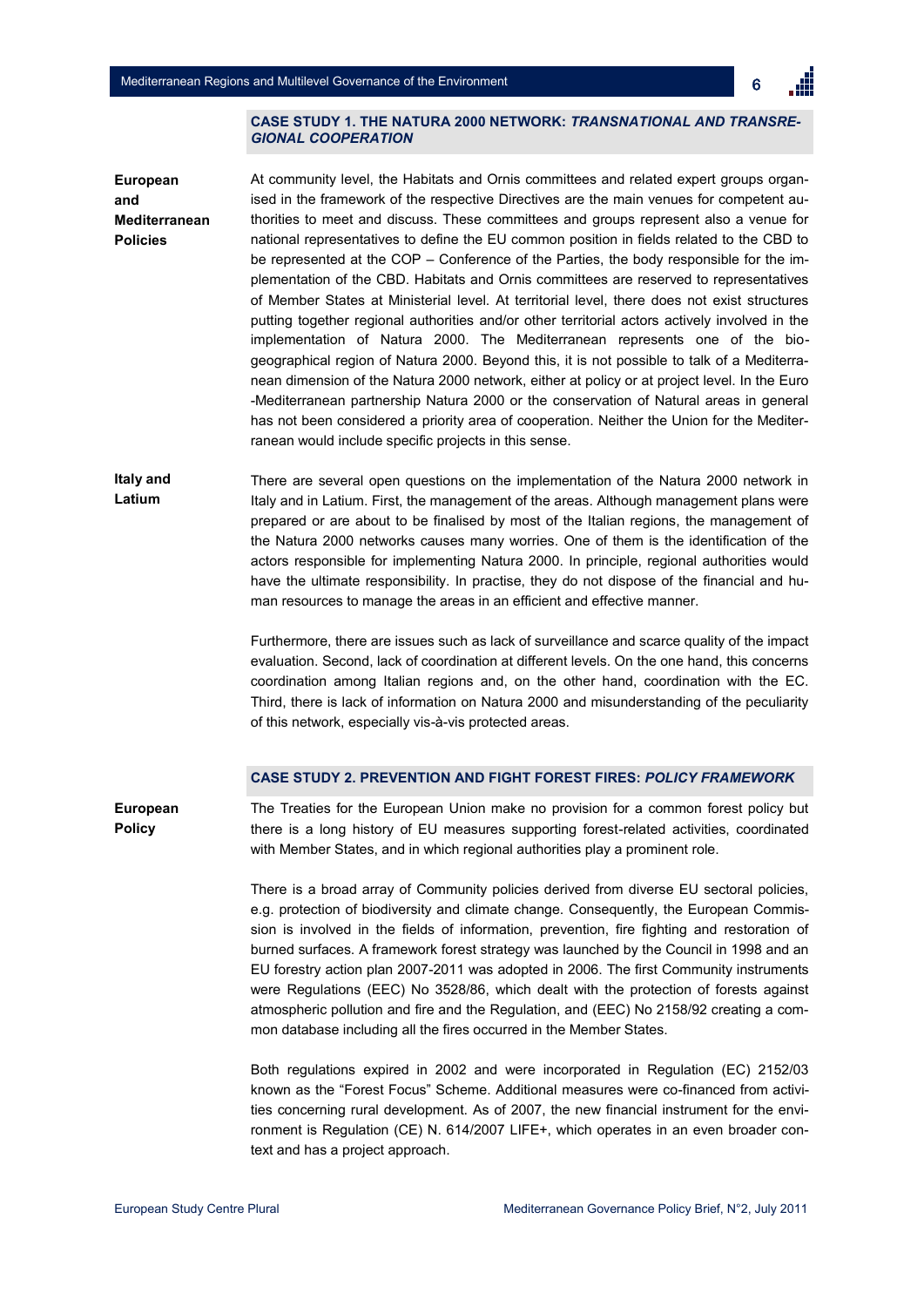## CASE STUDY 1. THE NATURA 2000 NETWORK: *TRANSNATIONAL AND TRANSREGIONAL COOPERATION*

**European and Mediterranean Policies**

At community level, the Habitats and Ornis committees and related expert groups organised in the framework of the respective Directives are the main venues for competent authorities to meet and discuss. These committees and groups represent also a venue for national representatives to define the EU common position in fields related to the CBD to be represented at the COP – Conference of the Parties, the body responsible for the implementation of the CBD. Habitats and Ornis committees are reserved to representatives of Member States at Ministerial level. At territorial level, there does not exist structures putting together regional authorities and/or other territorial actors actively involved in the implementation of Natura 2000. The Mediterranean represents one of the bio-geographical region of Natura 2000. Beyond this, it is not possible to talk of a Mediterranean dimension of the Natura 2000 network, either at policy or at project level. In the Euro-Mediterranean partnership Natura 2000 or the conservation of Natural areas in general has not been considered a priority area of cooperation. Neither the Union for the Mediterranean would include specific projects in this sense.

**Italy and Latium**

There are several open questions on the implementation of the Natura 2000 network in Italy and in Latium. First, the management of the areas. Although management plans were prepared or are about to be finalised by most of the Italian regions, the management of the Natura 2000 networks causes many worries. One of them is the identification of the actors responsible for implementing Natura 2000. In principle, regional authorities would have the ultimate responsibility. In practise, they do not dispose of the financial and human resources to manage the areas in an efficient and effective manner.

Furthermore, there are issues such as lack of surveillance and scarce quality of the impact evaluation. Second, lack of coordination at different levels. On the one hand, this concerns coordination among Italian regions and, on the other hand, coordination with the EC. Third, there is lack of information on Natura 2000 and misunderstanding of the peculiarity of this network, especially vis-à-vis protected areas.

## CASE STUDY 2. PREVENTION AND FIGHT FOREST FIRES: *POLICY FRAMEWORK*

**European Policy**

The Treaties for the European Union make no provision for a common forest policy but there is a long history of EU measures supporting forest-related activities, coordinated with Member States, and in which regional authorities play a prominent role.

There is a broad array of Community policies derived from diverse EU sectoral policies, e.g. protection of biodiversity and climate change. Consequently, the European Commission is involved in the fields of information, prevention, fire fighting and restoration of burned surfaces. A framework forest strategy was launched by the Council in 1998 and an EU forestry action plan 2007-2011 was adopted in 2006. The first Community instruments were Regulations (EEC) No 3528/86, which dealt with the protection of forests against atmospheric pollution and fire and the Regulation, and (EEC) No 2158/92 creating a common database including all the fires occurred in the Member States.

Both regulations expired in 2002 and were incorporated in Regulation (EC) 2152/03 known as the "Forest Focus" Scheme. Additional measures were co-financed from activities concerning rural development. As of 2007, the new financial instrument for the environment is Regulation (CE) N. 614/2007 LIFE+, which operates in an even broader context and has a project approach.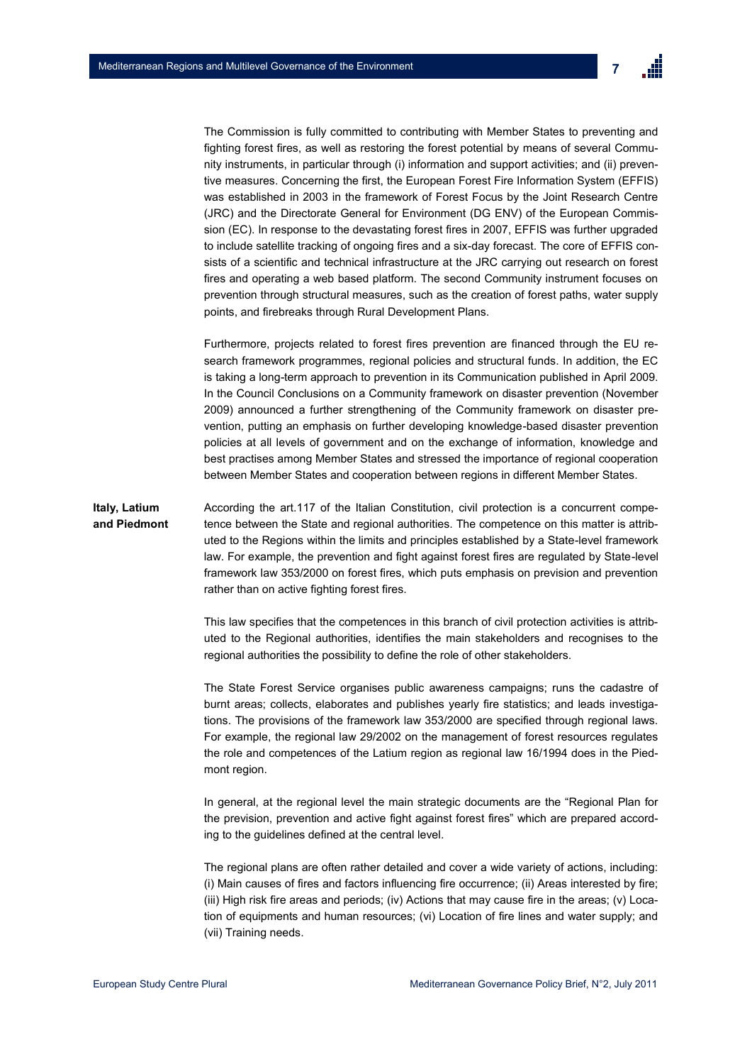The Commission is fully committed to contributing with Member States to preventing and fighting forest fires, as well as restoring the forest potential by means of several Community instruments, in particular through (i) information and support activities; and (ii) preventive measures. Concerning the first, the European Forest Fire Information System (EFFIS) was established in 2003 in the framework of Forest Focus by the Joint Research Centre (JRC) and the Directorate General for Environment (DG ENV) of the European Commission (EC). In response to the devastating forest fires in 2007, EFFIS was further upgraded to include satellite tracking of ongoing fires and a six-day forecast. The core of EFFIS consists of a scientific and technical infrastructure at the JRC carrying out research on forest fires and operating a web based platform. The second Community instrument focuses on prevention through structural measures, such as the creation of forest paths, water supply points, and firebreaks through Rural Development Plans.

Furthermore, projects related to forest fires prevention are financed through the EU research framework programmes, regional policies and structural funds. In addition, the EC is taking a long-term approach to prevention in its Communication published in April 2009. In the Council Conclusions on a Community framework on disaster prevention (November 2009) announced a further strengthening of the Community framework on disaster prevention, putting an emphasis on further developing knowledge-based disaster prevention policies at all levels of government and on the exchange of information, knowledge and best practises among Member States and stressed the importance of regional cooperation between Member States and cooperation between regions in different Member States.

**Italy, Latium and Piedmont**

According the art.117 of the Italian Constitution, civil protection is a concurrent competence between the State and regional authorities. The competence on this matter is attributed to the Regions within the limits and principles established by a State-level framework law. For example, the prevention and fight against forest fires are regulated by State-level framework law 353/2000 on forest fires, which puts emphasis on prevision and prevention rather than on active fighting forest fires.

This law specifies that the competences in this branch of civil protection activities is attributed to the Regional authorities, identifies the main stakeholders and recognises to the regional authorities the possibility to define the role of other stakeholders.

The State Forest Service organises public awareness campaigns; runs the cadastre of burnt areas; collects, elaborates and publishes yearly fire statistics; and leads investigations. The provisions of the framework law 353/2000 are specified through regional laws. For example, the regional law 29/2002 on the management of forest resources regulates the role and competences of the Latium region as regional law 16/1994 does in the Piedmont region.

In general, at the regional level the main strategic documents are the "Regional Plan for the prevision, prevention and active fight against forest fires" which are prepared according to the guidelines defined at the central level.

The regional plans are often rather detailed and cover a wide variety of actions, including: (i) Main causes of fires and factors influencing fire occurrence; (ii) Areas interested by fire; (iii) High risk fire areas and periods; (iv) Actions that may cause fire in the areas; (v) Location of equipments and human resources; (vi) Location of fire lines and water supply; and (vii) Training needs.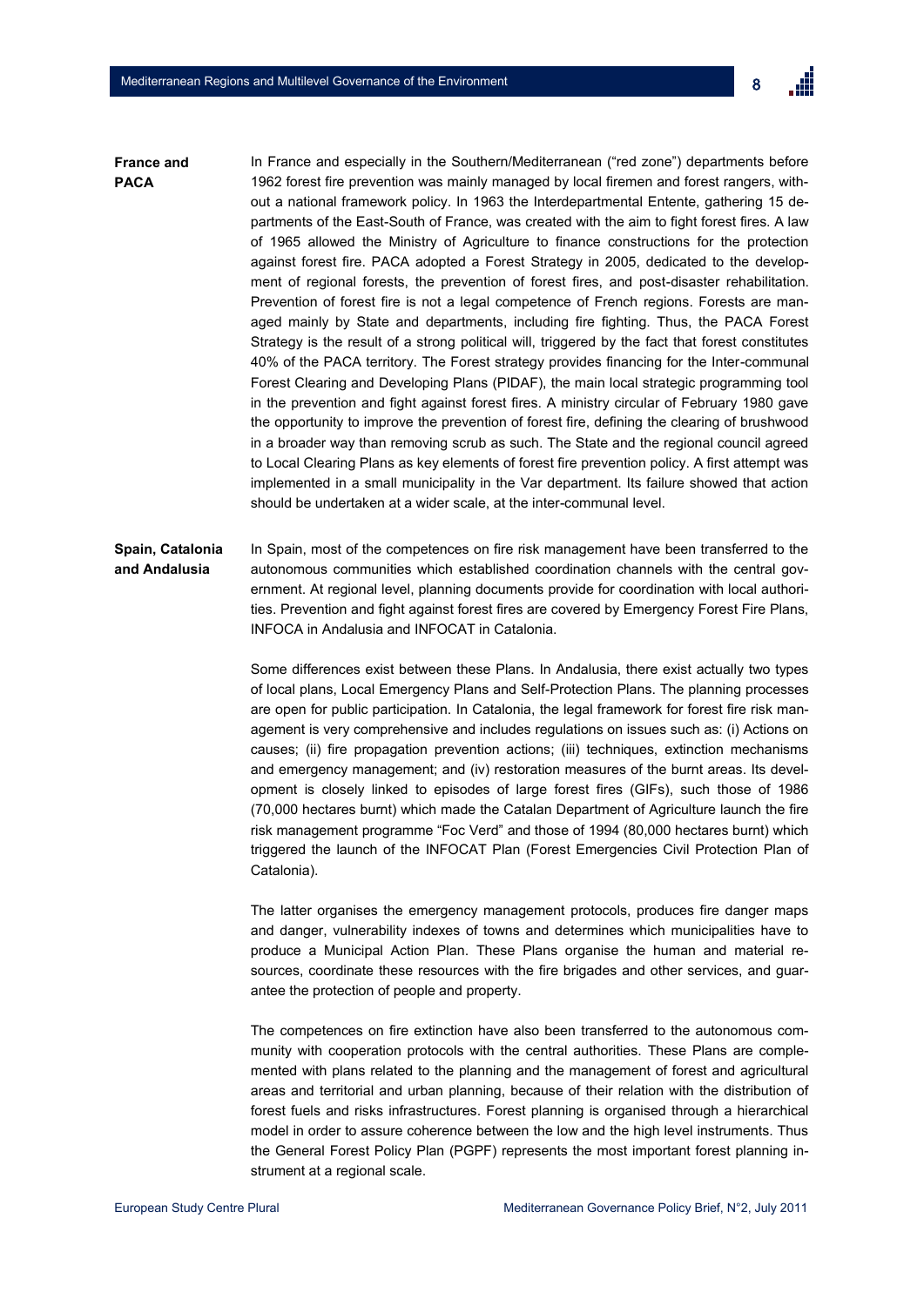**France and PACA**

In France and especially in the Southern/Mediterranean ("red zone") departments before 1962 forest fire prevention was mainly managed by local firemen and forest rangers, without a national framework policy. In 1963 the Interdepartmental Entente, gathering 15 departments of the East-South of France, was created with the aim to fight forest fires. A law of 1965 allowed the Ministry of Agriculture to finance constructions for the protection against forest fire. PACA adopted a Forest Strategy in 2005, dedicated to the development of regional forests, the prevention of forest fires, and post-disaster rehabilitation. Prevention of forest fire is not a legal competence of French regions. Forests are managed mainly by State and departments, including fire fighting. Thus, the PACA Forest Strategy is the result of a strong political will, triggered by the fact that forest constitutes 40% of the PACA territory. The Forest strategy provides financing for the Inter-communal Forest Clearing and Developing Plans (PIDAF), the main local strategic programming tool in the prevention and fight against forest fires. A ministry circular of February 1980 gave the opportunity to improve the prevention of forest fire, defining the clearing of brushwood in a broader way than removing scrub as such. The State and the regional council agreed to Local Clearing Plans as key elements of forest fire prevention policy. A first attempt was implemented in a small municipality in the Var department. Its failure showed that action should be undertaken at a wider scale, at the inter-communal level.

**Spain, Catalonia and Andalusia**

In Spain, most of the competences on fire risk management have been transferred to the autonomous communities which established coordination channels with the central government. At regional level, planning documents provide for coordination with local authorities. Prevention and fight against forest fires are covered by Emergency Forest Fire Plans, INFOCA in Andalusia and INFOCAT in Catalonia.

Some differences exist between these Plans. In Andalusia, there exist actually two types of local plans, Local Emergency Plans and Self-Protection Plans. The planning processes are open for public participation. In Catalonia, the legal framework for forest fire risk management is very comprehensive and includes regulations on issues such as: (i) Actions on causes; (ii) fire propagation prevention actions; (iii) techniques, extinction mechanisms and emergency management; and (iv) restoration measures of the burnt areas. Its development is closely linked to episodes of large forest fires (GIFs), such those of 1986 (70,000 hectares burnt) which made the Catalan Department of Agriculture launch the fire risk management programme "Foc Verd" and those of 1994 (80,000 hectares burnt) which triggered the launch of the INFOCAT Plan (Forest Emergencies Civil Protection Plan of Catalonia).

The latter organises the emergency management protocols, produces fire danger maps and danger, vulnerability indexes of towns and determines which municipalities have to produce a Municipal Action Plan. These Plans organise the human and material resources, coordinate these resources with the fire brigades and other services, and guarantee the protection of people and property.

The competences on fire extinction have also been transferred to the autonomous community with cooperation protocols with the central authorities. These Plans are complemented with plans related to the planning and the management of forest and agricultural areas and territorial and urban planning, because of their relation with the distribution of forest fuels and risks infrastructures. Forest planning is organised through a hierarchical model in order to assure coherence between the low and the high level instruments. Thus the General Forest Policy Plan (PGPF) represents the most important forest planning instrument at a regional scale.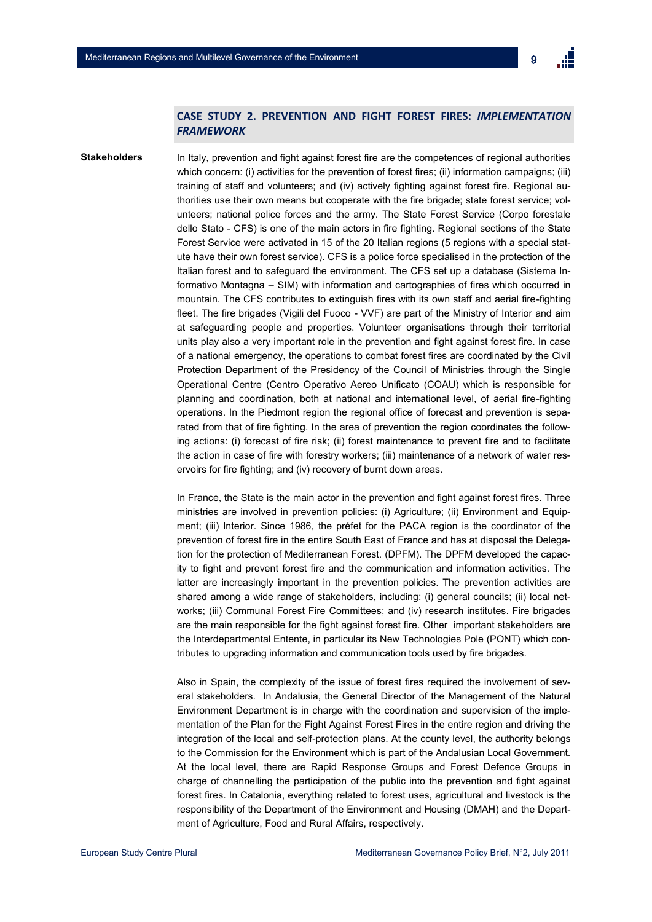## CASE STUDY 2. PREVENTION AND FIGHT FOREST FIRES: *IMPLEMENTATION FRAMEWORK*

**Stakeholders**

In Italy, prevention and fight against forest fire are the competences of regional authorities which concern: (i) activities for the prevention of forest fires; (ii) information campaigns; (iii) training of staff and volunteers; and (iv) actively fighting against forest fire. Regional authorities use their own means but cooperate with the fire brigade; state forest service; volunteers; national police forces and the army. The State Forest Service (Corpo forestale dello Stato - CFS) is one of the main actors in fire fighting. Regional sections of the State Forest Service were activated in 15 of the 20 Italian regions (5 regions with a special statute have their own forest service). CFS is a police force specialised in the protection of the Italian forest and to safeguard the environment. The CFS set up a database (Sistema Informativo Montagna – SIM) with information and cartographies of fires which occurred in mountain. The CFS contributes to extinguish fires with its own staff and aerial fire-fighting fleet. The fire brigades (Vigili del Fuoco - VVF) are part of the Ministry of Interior and aim at safeguarding people and properties. Volunteer organisations through their territorial units play also a very important role in the prevention and fight against forest fire. In case of a national emergency, the operations to combat forest fires are coordinated by the Civil Protection Department of the Presidency of the Council of Ministries through the Single Operational Centre (Centro Operativo Aereo Unificato (COAU) which is responsible for planning and coordination, both at national and international level, of aerial fire-fighting operations. In the Piedmont region the regional office of forecast and prevention is separated from that of fire fighting. In the area of prevention the region coordinates the following actions: (i) forecast of fire risk; (ii) forest maintenance to prevent fire and to facilitate the action in case of fire with forestry workers; (iii) maintenance of a network of water reservoirs for fire fighting; and (iv) recovery of burnt down areas.

In France, the State is the main actor in the prevention and fight against forest fires. Three ministries are involved in prevention policies: (i) Agriculture; (ii) Environment and Equipment; (iii) Interior. Since 1986, the préfet for the PACA region is the coordinator of the prevention of forest fire in the entire South East of France and has at disposal the Delegation for the protection of Mediterranean Forest. (DPFM). The DPFM developed the capacity to fight and prevent forest fire and the communication and information activities. The latter are increasingly important in the prevention policies. The prevention activities are shared among a wide range of stakeholders, including: (i) general councils; (ii) local networks; (iii) Communal Forest Fire Committees; and (iv) research institutes. Fire brigades are the main responsible for the fight against forest fire. Other important stakeholders are the Interdepartmental Entente, in particular its New Technologies Pole (PONT) which contributes to upgrading information and communication tools used by fire brigades.

Also in Spain, the complexity of the issue of forest fires required the involvement of several stakeholders. In Andalusia, the General Director of the Management of the Natural Environment Department is in charge with the coordination and supervision of the implementation of the Plan for the Fight Against Forest Fires in the entire region and driving the integration of the local and self-protection plans. At the county level, the authority belongs to the Commission for the Environment which is part of the Andalusian Local Government. At the local level, there are Rapid Response Groups and Forest Defence Groups in charge of channelling the participation of the public into the prevention and fight against forest fires. In Catalonia, everything related to forest uses, agricultural and livestock is the responsibility of the Department of the Environment and Housing (DMAH) and the Department of Agriculture, Food and Rural Affairs, respectively.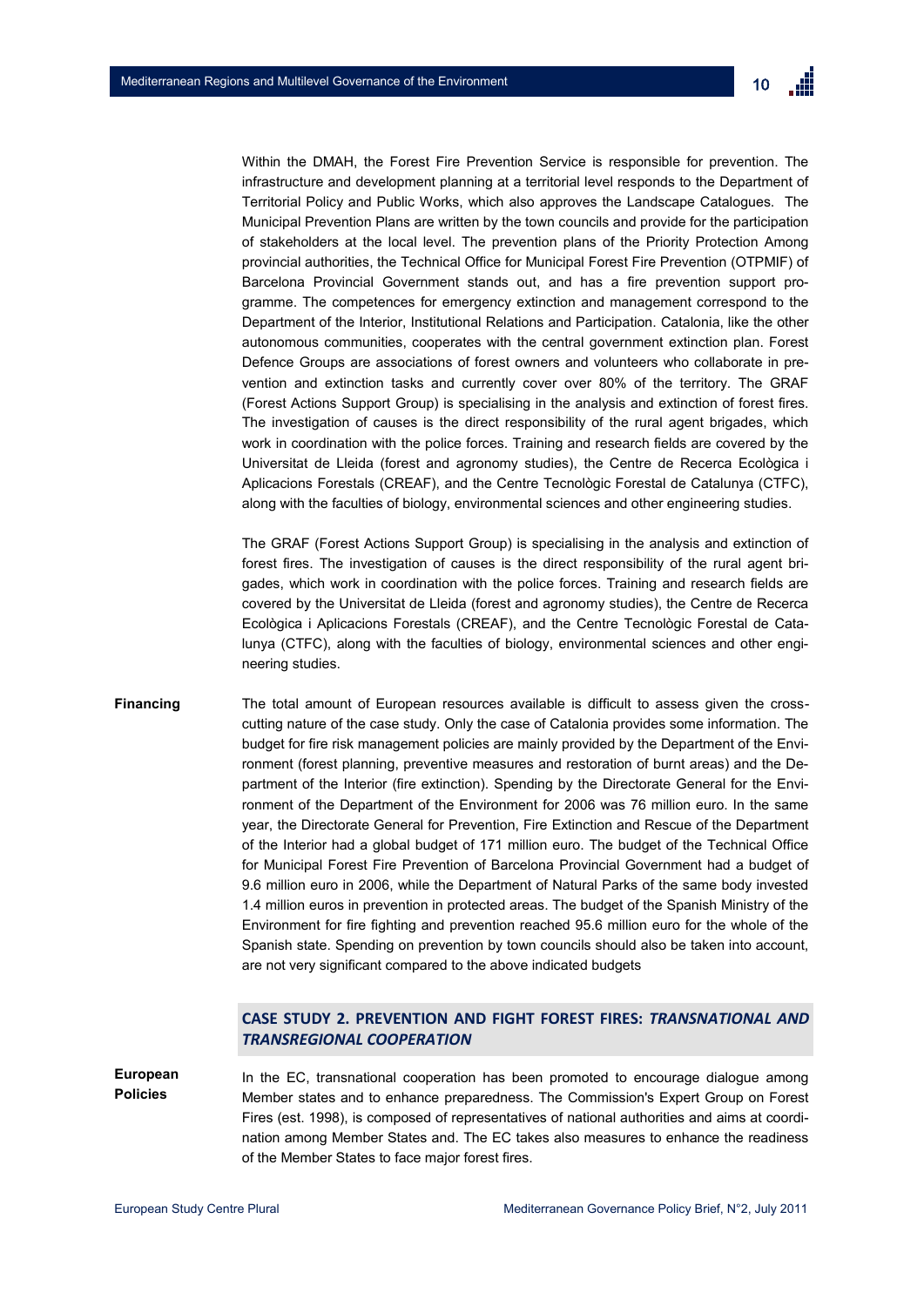Within the DMAH, the Forest Fire Prevention Service is responsible for prevention. The infrastructure and development planning at a territorial level responds to the Department of Territorial Policy and Public Works, which also approves the Landscape Catalogues. The Municipal Prevention Plans are written by the town councils and provide for the participation of stakeholders at the local level. The prevention plans of the Priority Protection Among provincial authorities, the Technical Office for Municipal Forest Fire Prevention (OTPMIF) of Barcelona Provincial Government stands out, and has a fire prevention support programme. The competences for emergency extinction and management correspond to the Department of the Interior, Institutional Relations and Participation. Catalonia, like the other autonomous communities, cooperates with the central government extinction plan. Forest Defence Groups are associations of forest owners and volunteers who collaborate in prevention and extinction tasks and currently cover over 80% of the territory. The GRAF (Forest Actions Support Group) is specialising in the analysis and extinction of forest fires. The investigation of causes is the direct responsibility of the rural agent brigades, which work in coordination with the police forces. Training and research fields are covered by the Universitat de Lleida (forest and agronomy studies), the Centre de Recerca Ecològica i Aplicacions Forestals (CREAF), and the Centre Tecnològic Forestal de Catalunya (CTFC), along with the faculties of biology, environmental sciences and other engineering studies.

The GRAF (Forest Actions Support Group) is specialising in the analysis and extinction of forest fires. The investigation of causes is the direct responsibility of the rural agent brigades, which work in coordination with the police forces. Training and research fields are covered by the Universitat de Lleida (forest and agronomy studies), the Centre de Recerca Ecològica i Aplicacions Forestals (CREAF), and the Centre Tecnològic Forestal de Catalunya (CTFC), along with the faculties of biology, environmental sciences and other engineering studies.

**Financing**

The total amount of European resources available is difficult to assess given the cross-cutting nature of the case study. Only the case of Catalonia provides some information. The budget for fire risk management policies are mainly provided by the Department of the Environment (forest planning, preventive measures and restoration of burnt areas) and the Department of the Interior (fire extinction). Spending by the Directorate General for the Environment of the Department of the Environment for 2006 was 76 million euro. In the same year, the Directorate General for Prevention, Fire Extinction and Rescue of the Department of the Interior had a global budget of 171 million euro. The budget of the Technical Office for Municipal Forest Fire Prevention of Barcelona Provincial Government had a budget of 9.6 million euro in 2006, while the Department of Natural Parks of the same body invested 1.4 million euros in prevention in protected areas. The budget of the Spanish Ministry of the Environment for fire fighting and prevention reached 95.6 million euro for the whole of the Spanish state. Spending on prevention by town councils should also be taken into account, are not very significant compared to the above indicated budgets

## CASE STUDY 2. PREVENTION AND FIGHT FOREST FIRES: *TRANSNATIONAL AND TRANSREGIONAL COOPERATION*

**European Policies**

In the EC, transnational cooperation has been promoted to encourage dialogue among Member states and to enhance preparedness. The Commission's Expert Group on Forest Fires (est. 1998), is composed of representatives of national authorities and aims at coordination among Member States and. The EC takes also measures to enhance the readiness of the Member States to face major forest fires.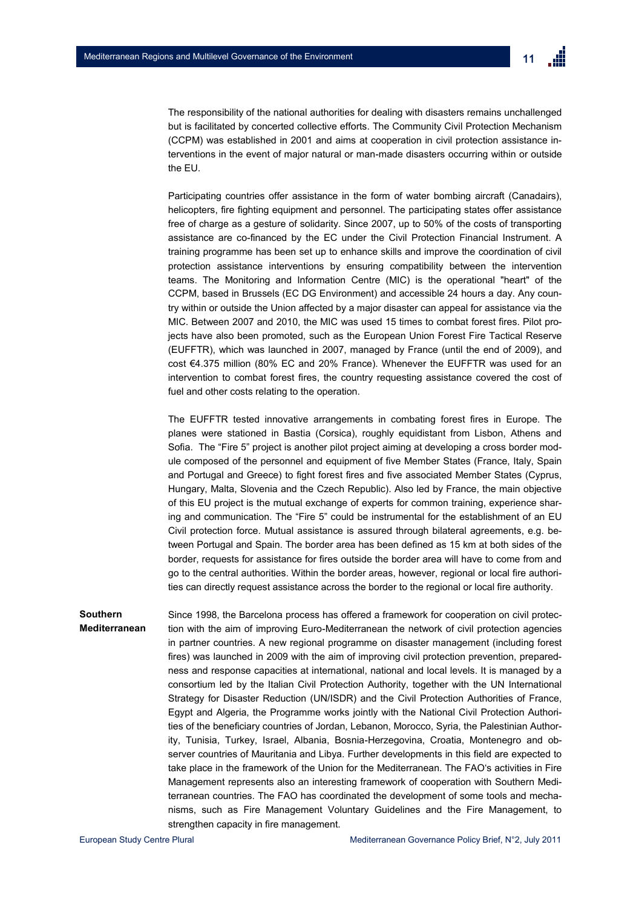The responsibility of the national authorities for dealing with disasters remains unchallenged but is facilitated by concerted collective efforts. The Community Civil Protection Mechanism (CCPM) was established in 2001 and aims at cooperation in civil protection assistance interventions in the event of major natural or man-made disasters occurring within or outside the EU.

Participating countries offer assistance in the form of water bombing aircraft (Canadairs), helicopters, fire fighting equipment and personnel. The participating states offer assistance free of charge as a gesture of solidarity. Since 2007, up to 50% of the costs of transporting assistance are co-financed by the EC under the Civil Protection Financial Instrument. A training programme has been set up to enhance skills and improve the coordination of civil protection assistance interventions by ensuring compatibility between the intervention teams. The Monitoring and Information Centre (MIC) is the operational "heart" of the CCPM, based in Brussels (EC DG Environment) and accessible 24 hours a day. Any country within or outside the Union affected by a major disaster can appeal for assistance via the MIC. Between 2007 and 2010, the MIC was used 15 times to combat forest fires. Pilot projects have also been promoted, such as the European Union Forest Fire Tactical Reserve (EUFFTR), which was launched in 2007, managed by France (until the end of 2009), and cost €4.375 million (80% EC and 20% France). Whenever the EUFFTR was used for an intervention to combat forest fires, the country requesting assistance covered the cost of fuel and other costs relating to the operation.

The EUFFTR tested innovative arrangements in combating forest fires in Europe. The planes were stationed in Bastia (Corsica), roughly equidistant from Lisbon, Athens and Sofia. The "Fire 5" project is another pilot project aiming at developing a cross border module composed of the personnel and equipment of five Member States (France, Italy, Spain and Portugal and Greece) to fight forest fires and five associated Member States (Cyprus, Hungary, Malta, Slovenia and the Czech Republic). Also led by France, the main objective of this EU project is the mutual exchange of experts for common training, experience sharing and communication. The "Fire 5" could be instrumental for the establishment of an EU Civil protection force. Mutual assistance is assured through bilateral agreements, e.g. between Portugal and Spain. The border area has been defined as 15 km at both sides of the border, requests for assistance for fires outside the border area will have to come from and go to the central authorities. Within the border areas, however, regional or local fire authorities can directly request assistance across the border to the regional or local fire authority.

**Southern Mediterranean**

Since 1998, the Barcelona process has offered a framework for cooperation on civil protection with the aim of improving Euro-Mediterranean the network of civil protection agencies in partner countries. A new regional programme on disaster management (including forest fires) was launched in 2009 with the aim of improving civil protection prevention, preparedness and response capacities at international, national and local levels. It is managed by a consortium led by the Italian Civil Protection Authority, together with the UN International Strategy for Disaster Reduction (UN/ISDR) and the Civil Protection Authorities of France, Egypt and Algeria, the Programme works jointly with the National Civil Protection Authorities of the beneficiary countries of Jordan, Lebanon, Morocco, Syria, the Palestinian Authority, Tunisia, Turkey, Israel, Albania, Bosnia-Herzegovina, Croatia, Montenegro and observer countries of Mauritania and Libya. Further developments in this field are expected to take place in the framework of the Union for the Mediterranean. The FAO's activities in Fire Management represents also an interesting framework of cooperation with Southern Mediterranean countries. The FAO has coordinated the development of some tools and mechanisms, such as Fire Management Voluntary Guidelines and the Fire Management, to strengthen capacity in fire management.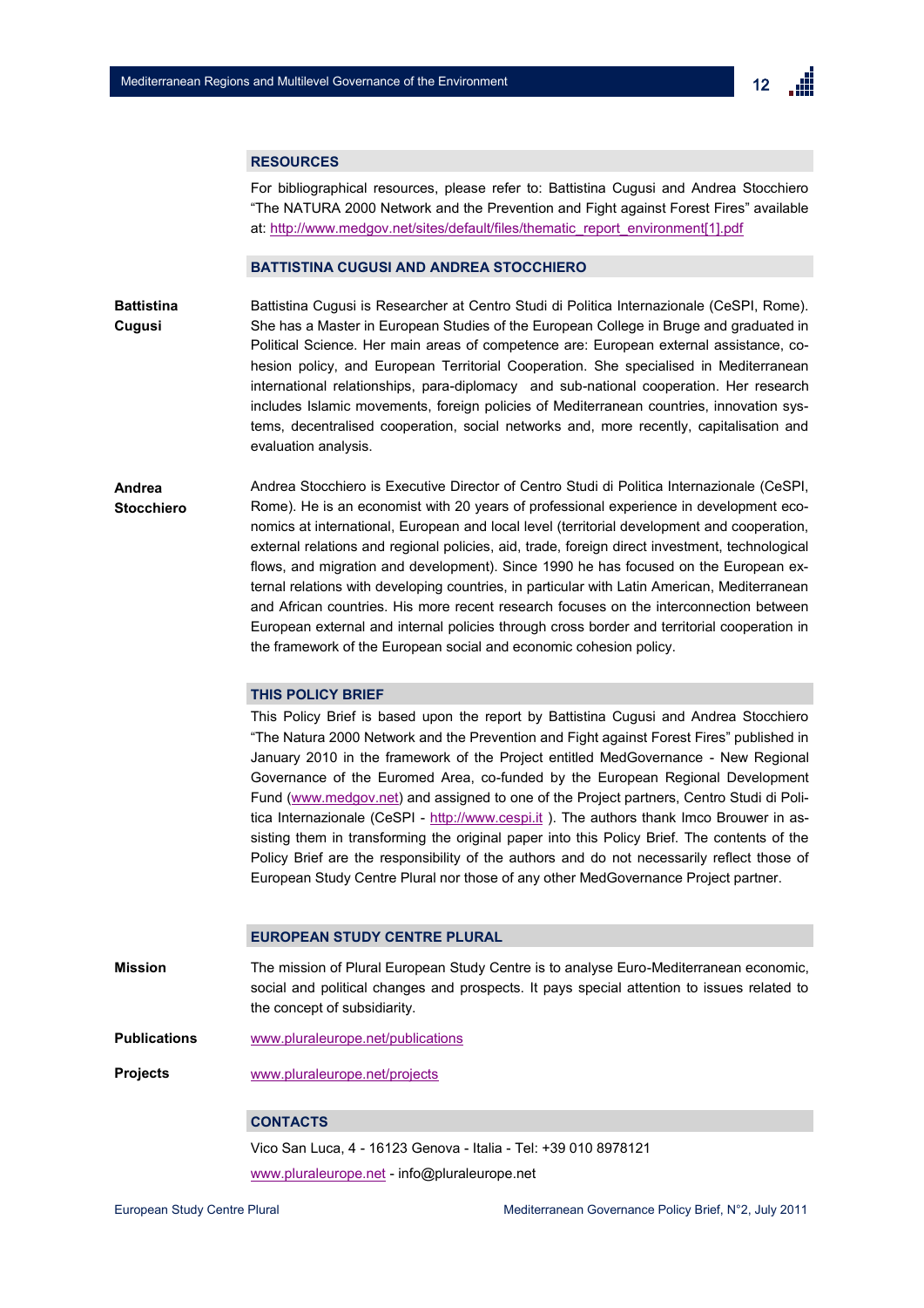## RESOURCES

For bibliographical resources, please refer to: Battistina Cugusi and Andrea Stocchiero "The NATURA 2000 Network and the Prevention and Fight against Forest Fires" available at: http://www.medgov.net/sites/default/files/thematic_report_environment[1].pdf

## BATTISTINA CUGUSI AND ANDREA STOCCHIERO

**Battistina Cugusi**

Battistina Cugusi is Researcher at Centro Studi di Politica Internazionale (CeSPI, Rome). She has a Master in European Studies of the European College in Bruge and graduated in Political Science. Her main areas of competence are: European external assistance, cohesion policy, and European Territorial Cooperation. She specialised in Mediterranean international relationships, para-diplomacy and sub-national cooperation. Her research includes Islamic movements, foreign policies of Mediterranean countries, innovation systems, decentralised cooperation, social networks and, more recently, capitalisation and evaluation analysis.

**Andrea Stocchiero**

Andrea Stocchiero is Executive Director of Centro Studi di Politica Internazionale (CeSPI, Rome). He is an economist with 20 years of professional experience in development economics at international, European and local level (territorial development and cooperation, external relations and regional policies, aid, trade, foreign direct investment, technological flows, and migration and development). Since 1990 he has focused on the European external relations with developing countries, in particular with Latin American, Mediterranean and African countries. His more recent research focuses on the interconnection between European external and internal policies through cross border and territorial cooperation in the framework of the European social and economic cohesion policy.

## THIS POLICY BRIEF

This Policy Brief is based upon the report by Battistina Cugusi and Andrea Stocchiero "The Natura 2000 Network and the Prevention and Fight against Forest Fires" published in January 2010 in the framework of the Project entitled MedGovernance - New Regional Governance of the Euromed Area, co-funded by the European Regional Development Fund (www.medgov.net) and assigned to one of the Project partners, Centro Studi di Politica Internazionale (CeSPI - http://www.cespi.it ). The authors thank Imco Brouwer in assisting them in transforming the original paper into this Policy Brief. The contents of the Policy Brief are the responsibility of the authors and do not necessarily reflect those of European Study Centre Plural nor those of any other MedGovernance Project partner.

## EUROPEAN STUDY CENTRE PLURAL

**Mission**

The mission of Plural European Study Centre is to analyse Euro-Mediterranean economic, social and political changes and prospects. It pays special attention to issues related to the concept of subsidiarity.

**Publications** www.pluraleurope.net/publications

**Projects** www.pluraleurope.net/projects

## CONTACTS

Vico San Luca, 4 - 16123 Genova - Italia - Tel: +39 010 8978121

www.pluraleurope.net - info@pluraleurope.net